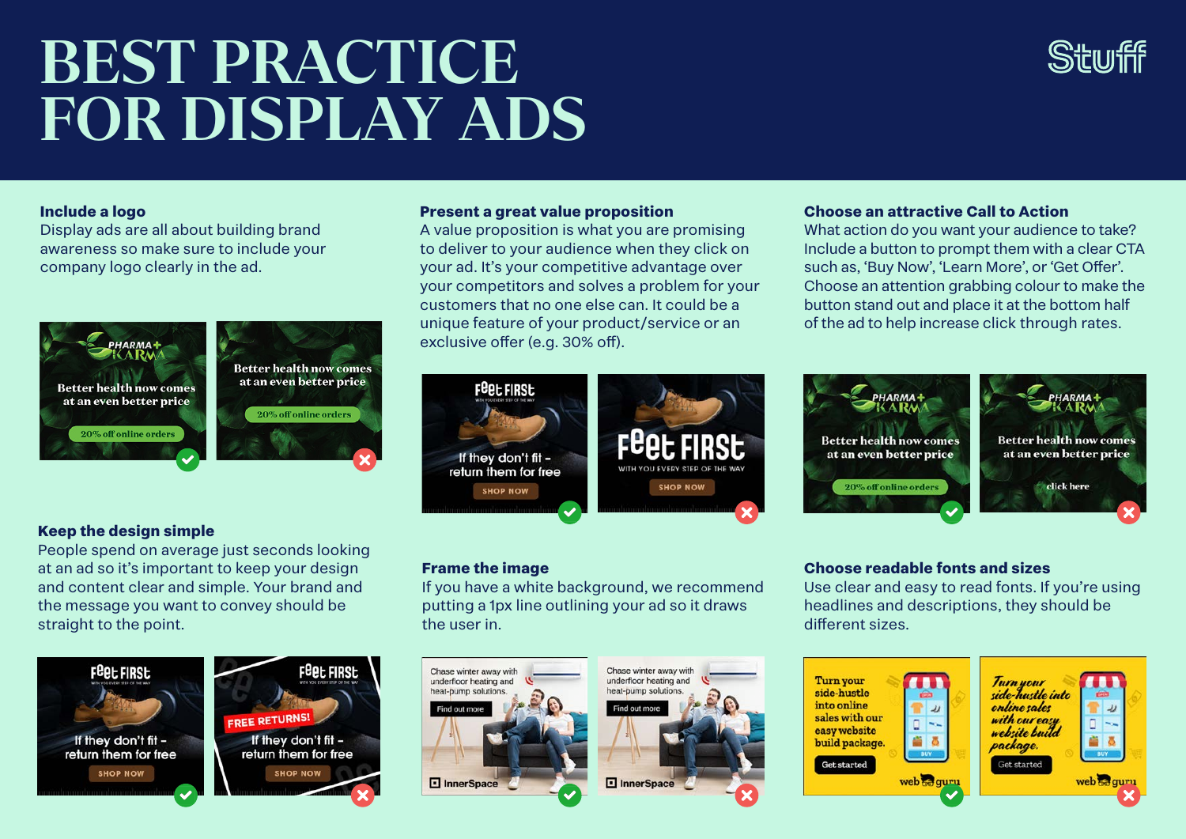# BEST PRACTICE FOR DISPLAY ADS

Stuff

### Include a logo

Display ads are all about building brand awareness so make sure to include your company logo clearly in the ad.

### Present a great value proposition

A value proposition is what you are promising to deliver to your audience when they click on your ad. It's your competitive advantage over your competitors and solves a problem for your customers that no one else can. It could be a unique feature of your product/service or an exclusive offer (e.g. 30% off).

### Choose an attractive Call to Action

What action do you want your audience to take? Include a button to prompt them with a clear CTA such as, 'Buy Now', 'Learn More', or 'Get Offer'. Choose an attention grabbing colour to make the button stand out and place it at the bottom half of the ad to help increase click through rates.

### Keep the design simple

People spend on average just seconds looking at an ad so it's important to keep your design and content clear and simple. Your brand and the message you want to convey should be straight to the point.

### Frame the image

If you have a white background, we recommend putting a 1px line outlining your ad so it draws the user in.

### Choose readable fonts and sizes

Use clear and easy to read fonts. If you're using headlines and descriptions, they should be different sizes.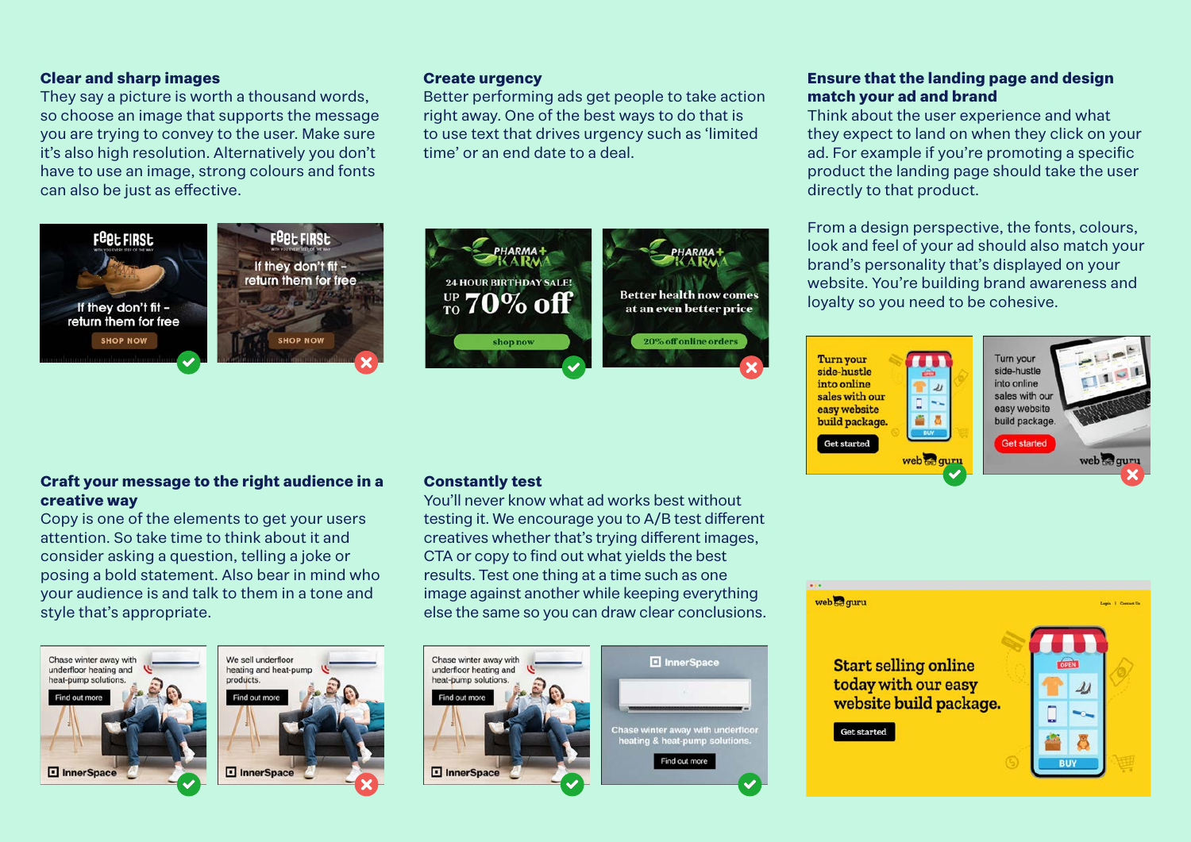### Clear and sharp images

They say a picture is worth a thousand words, so choose an image that supports the message you are trying to convey to the user. Make sure it's also high resolution. Alternatively you don't have to use an image, strong colours and fonts can also be just as effective.

### Create urgency

Better performing ads get people to take action right away. One of the best ways to do that is to use text that drives urgency such as 'limited time' or an end date to a deal.

### Ensure that the landing page and design match your ad and brand

Think about the user experience and what they expect to land on when they click on your ad. For example if you're promoting a specific product the landing page should take the user directly to that product.

From a design perspective, the fonts, colours, look and feel of your ad should also match your brand's personality that's displayed on your website. You're building brand awareness and loyalty so you need to be cohesive.

### Craft your message to the right audience in a creative way

Copy is one of the elements to get your users attention. So take time to think about it and consider asking a question, telling a joke or posing a bold statement. Also bear in mind who your audience is and talk to them in a tone and style that's appropriate.

### Constantly test

You'll never know what ad works best without testing it. We encourage you to A/B test different creatives whether that's trying different images, CTA or copy to find out what yields the best results. Test one thing at a time such as one image against another while keeping everything else the same so you can draw clear conclusions.